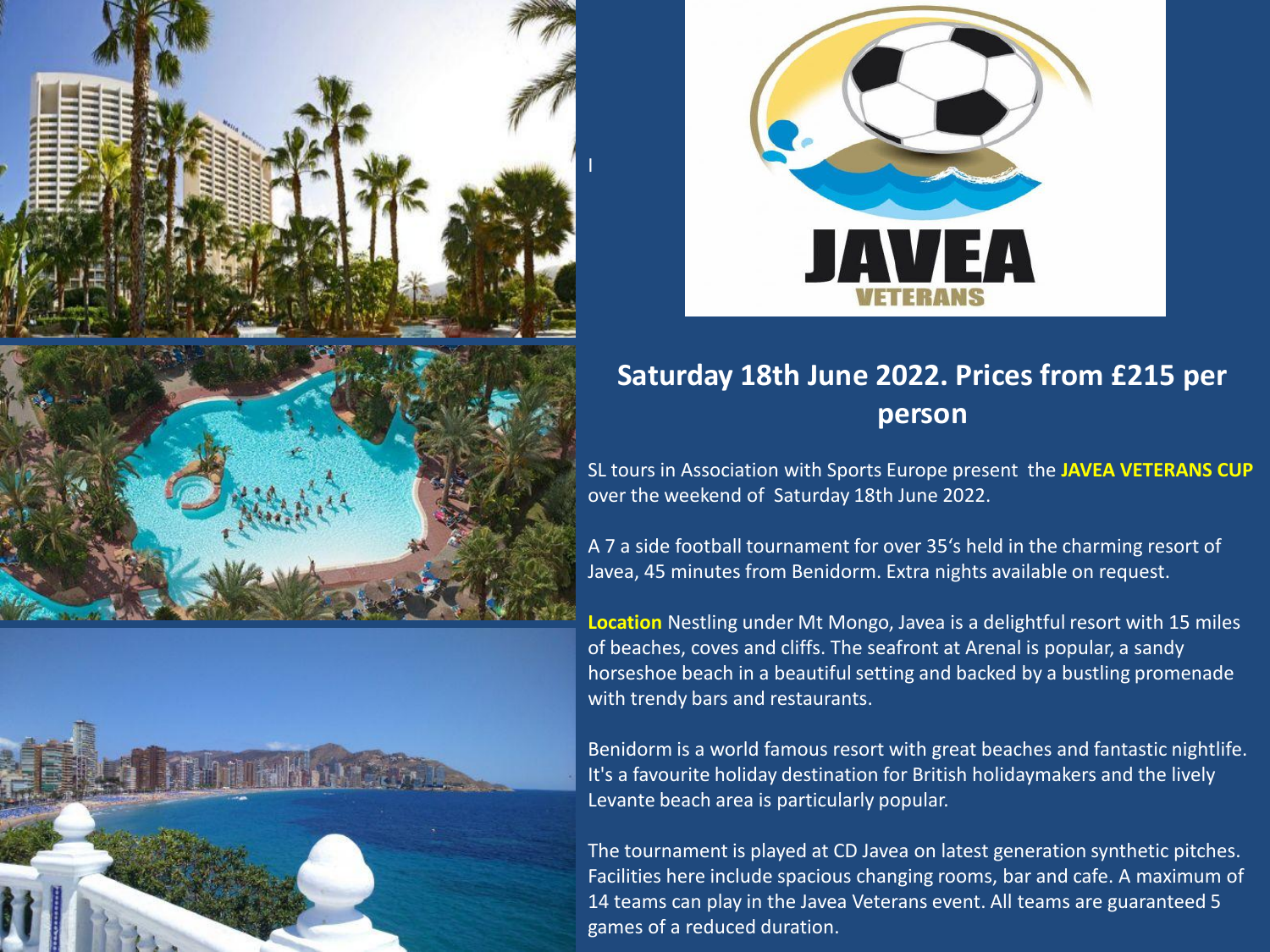## Saturday 18th June 2022. Prices from £215 per person

SL tours in Association with Sports Europe present the **JAVEA VETERANS CUP** over the weekend of Saturday 18th June 2022.

A 7 a side football tournament for over 35's held in the charming resort of Javea, 45 minutes from Benidorm. Extra nights available on request.

**Location** Nestling under Mt Mongo, Javea is a delightful resort with 15 miles of beaches, coves and cliffs. The seafront at Arenal is popular, a sandy horseshoe beach in a beautiful setting and backed by a bustling promenade with trendy bars and restaurants.

Benidorm is a world famous resort with great beaches and fantastic nightlife. It's a favourite holiday destination for British holidaymakers and the lively Levante beach area is particularly popular.

The tournament is played at CD Javea on latest generation synthetic pitches. Facilities here include spacious changing rooms, bar and cafe. A maximum of 14 teams can play in the Javea Veterans event. All teams are guaranteed 5 games of a reduced duration.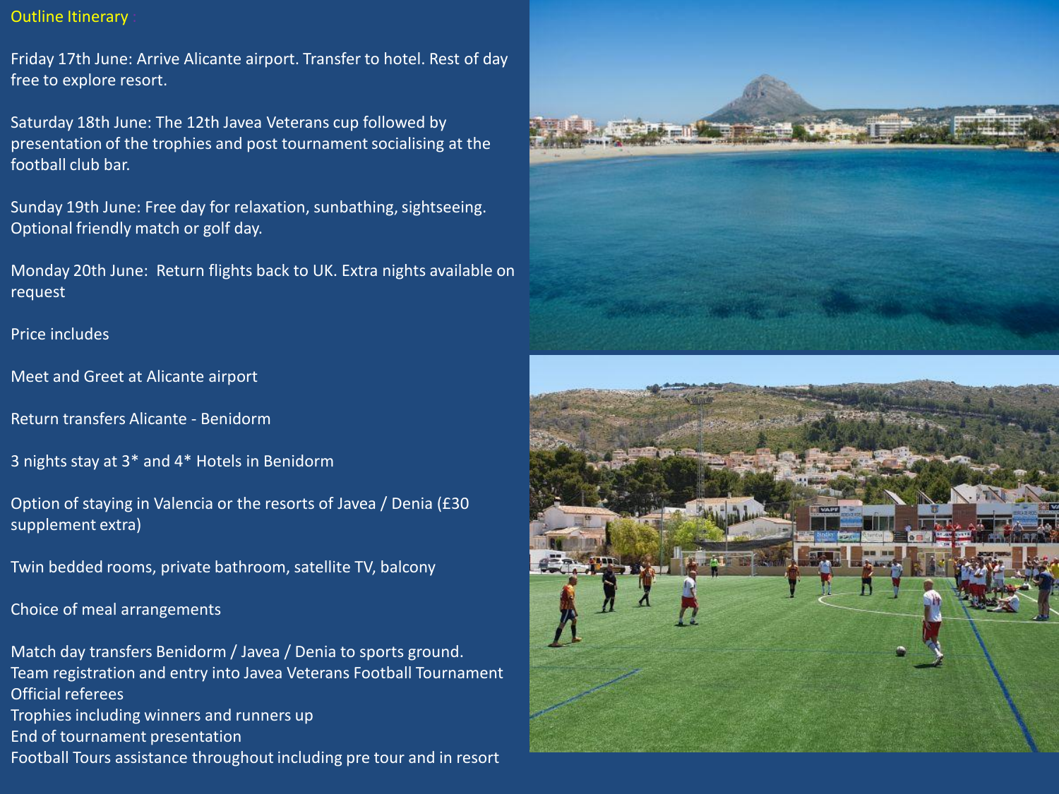## Outline Itinerary

Friday 17th June: Arrive Alicante airport. Transfer to hotel. Rest of day free to explore resort.

Saturday 18th June: The 12th Javea Veterans cup followed by presentation of the trophies and post tournament socialising at the football club bar.

Sunday 19th June: Free day for relaxation, sunbathing, sightseeing. Optional friendly match or golf day.

Monday 20th June: Return flights back to UK. Extra nights available on request

Price includes

Meet and Greet at Alicante airport

Return transfers Alicante - Benidorm

3 nights stay at 3* and 4* Hotels in Benidorm

Option of staying in Valencia or the resorts of Javea / Denia (£30 supplement extra)

Twin bedded rooms, private bathroom, satellite TV, balcony

Choice of meal arrangements

Match day transfers Benidorm / Javea / Denia to sports ground.
Team registration and entry into Javea Veterans Football Tournament
Official referees
Trophies including winners and runners up
End of tournament presentation
Football Tours assistance throughout including pre tour and in resort